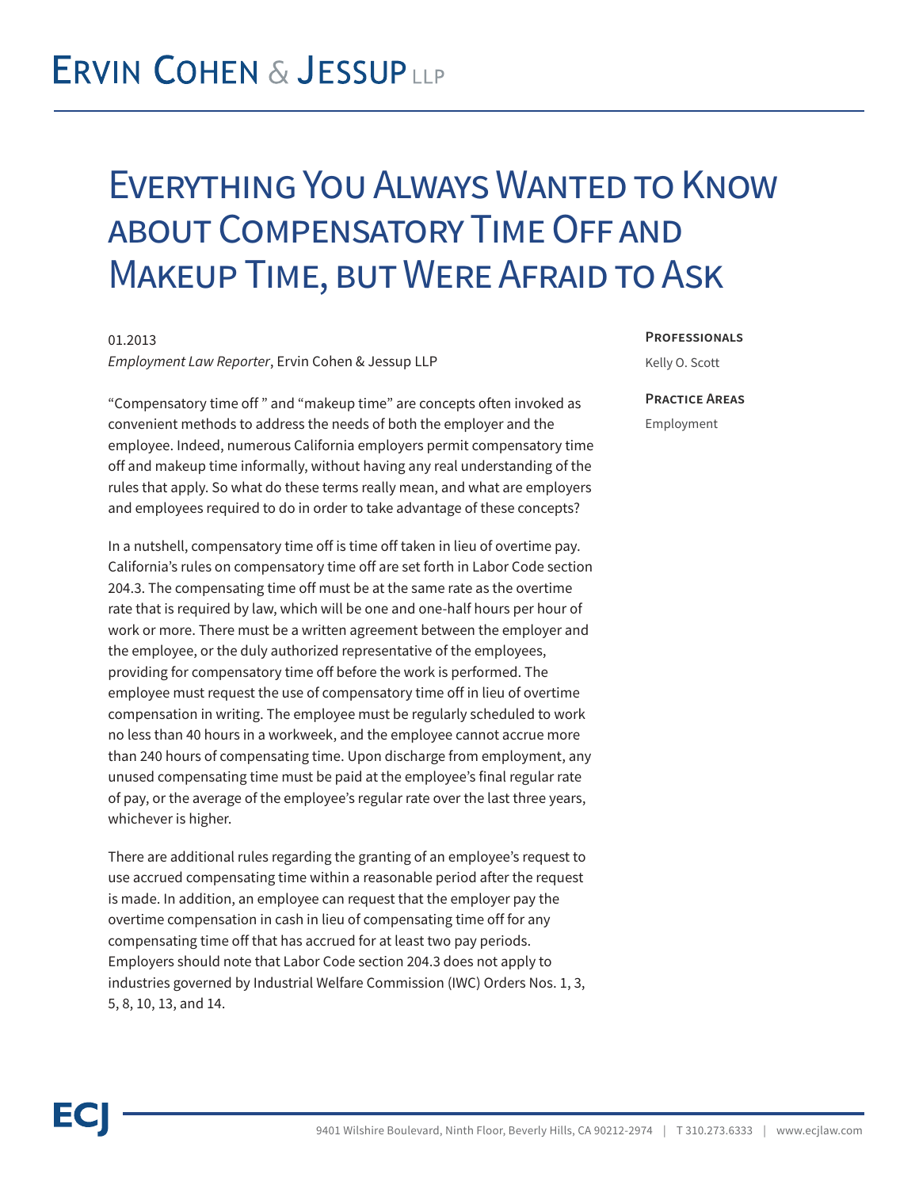# Ervin Cohen & Jessup LLP

# Everything You Always Wanted to Know about Compensatory Time Off and Makeup Time, but Were Afraid to Ask

01.2013

*Employment Law Reporter*, Ervin Cohen & Jessup LLP

**Professionals**

Kelly O. Scott

**Practice Areas**

Employment

"Compensatory time off " and "makeup time" are concepts often invoked as convenient methods to address the needs of both the employer and the employee. Indeed, numerous California employers permit compensatory time off and makeup time informally, without having any real understanding of the rules that apply. So what do these terms really mean, and what are employers and employees required to do in order to take advantage of these concepts?

In a nutshell, compensatory time off is time off taken in lieu of overtime pay. California's rules on compensatory time off are set forth in Labor Code section 204.3. The compensating time off must be at the same rate as the overtime rate that is required by law, which will be one and one-half hours per hour of work or more. There must be a written agreement between the employer and the employee, or the duly authorized representative of the employees, providing for compensatory time off before the work is performed. The employee must request the use of compensatory time off in lieu of overtime compensation in writing. The employee must be regularly scheduled to work no less than 40 hours in a workweek, and the employee cannot accrue more than 240 hours of compensating time. Upon discharge from employment, any unused compensating time must be paid at the employee's final regular rate of pay, or the average of the employee's regular rate over the last three years, whichever is higher.

There are additional rules regarding the granting of an employee's request to use accrued compensating time within a reasonable period after the request is made. In addition, an employee can request that the employer pay the overtime compensation in cash in lieu of compensating time off for any compensating time off that has accrued for at least two pay periods. Employers should note that Labor Code section 204.3 does not apply to industries governed by Industrial Welfare Commission (IWC) Orders Nos. 1, 3, 5, 8, 10, 13, and 14.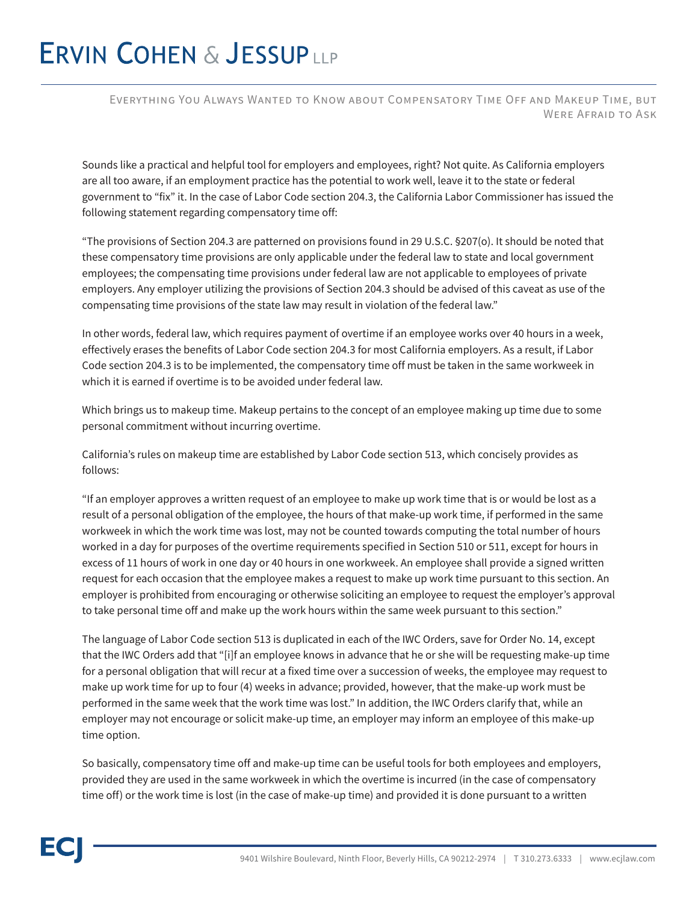Sounds like a practical and helpful tool for employers and employees, right? Not quite. As California employers are all too aware, if an employment practice has the potential to work well, leave it to the state or federal government to "fix" it. In the case of Labor Code section 204.3, the California Labor Commissioner has issued the following statement regarding compensatory time off:

"The provisions of Section 204.3 are patterned on provisions found in 29 U.S.C. §207(o). It should be noted that these compensatory time provisions are only applicable under the federal law to state and local government employees; the compensating time provisions under federal law are not applicable to employees of private employers. Any employer utilizing the provisions of Section 204.3 should be advised of this caveat as use of the compensating time provisions of the state law may result in violation of the federal law."

In other words, federal law, which requires payment of overtime if an employee works over 40 hours in a week, effectively erases the benefits of Labor Code section 204.3 for most California employers. As a result, if Labor Code section 204.3 is to be implemented, the compensatory time off must be taken in the same workweek in which it is earned if overtime is to be avoided under federal law.

Which brings us to makeup time. Makeup pertains to the concept of an employee making up time due to some personal commitment without incurring overtime.

California's rules on makeup time are established by Labor Code section 513, which concisely provides as follows:

"If an employer approves a written request of an employee to make up work time that is or would be lost as a result of a personal obligation of the employee, the hours of that make-up work time, if performed in the same workweek in which the work time was lost, may not be counted towards computing the total number of hours worked in a day for purposes of the overtime requirements specified in Section 510 or 511, except for hours in excess of 11 hours of work in one day or 40 hours in one workweek. An employee shall provide a signed written request for each occasion that the employee makes a request to make up work time pursuant to this section. An employer is prohibited from encouraging or otherwise soliciting an employee to request the employer's approval to take personal time off and make up the work hours within the same week pursuant to this section."

The language of Labor Code section 513 is duplicated in each of the IWC Orders, save for Order No. 14, except that the IWC Orders add that "[i]f an employee knows in advance that he or she will be requesting make-up time for a personal obligation that will recur at a fixed time over a succession of weeks, the employee may request to make up work time for up to four (4) weeks in advance; provided, however, that the make-up work must be performed in the same week that the work time was lost." In addition, the IWC Orders clarify that, while an employer may not encourage or solicit make-up time, an employer may inform an employee of this make-up time option.

So basically, compensatory time off and make-up time can be useful tools for both employees and employers, provided they are used in the same workweek in which the overtime is incurred (in the case of compensatory time off) or the work time is lost (in the case of make-up time) and provided it is done pursuant to a written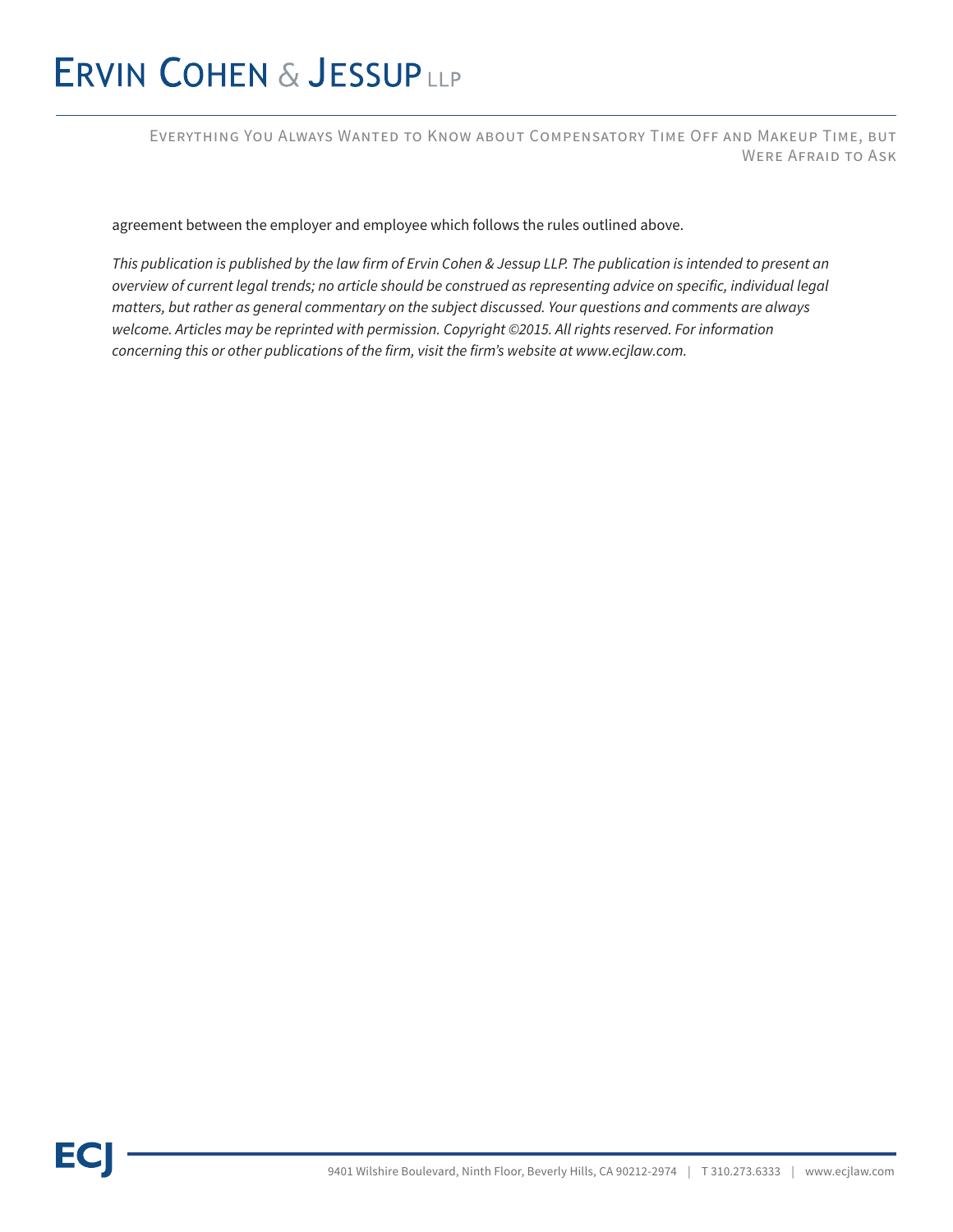agreement between the employer and employee which follows the rules outlined above.

*This publication is published by the law firm of Ervin Cohen & Jessup LLP. The publication is intended to present an overview of current legal trends; no article should be construed as representing advice on specific, individual legal matters, but rather as general commentary on the subject discussed. Your questions and comments are always welcome. Articles may be reprinted with permission. Copyright ©2015. All rights reserved. For information concerning this or other publications of the firm, visit the firm's website at www.ecjlaw.com.*